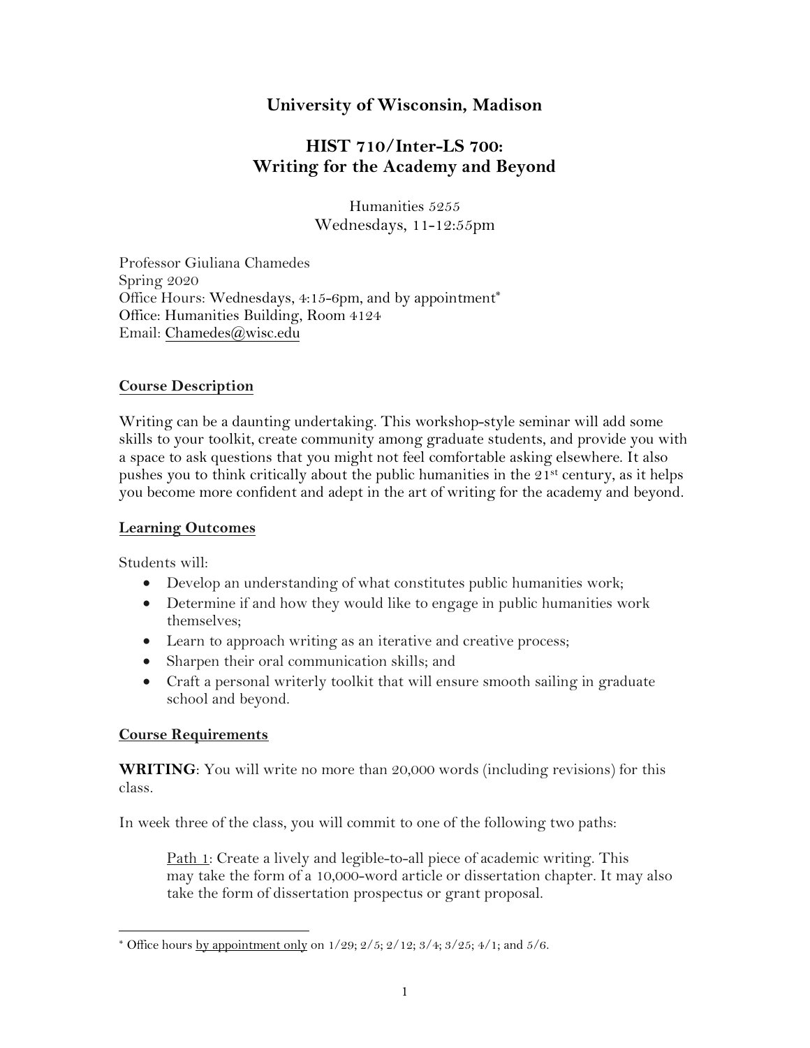# University of Wisconsin, Madison

## HIST 710/Inter-LS 700: Writing for the Academy and Beyond

Humanities 5255
Wednesdays, 11-12:55pm

Professor Giuliana Chamedes
Spring 2020
Office Hours: Wednesdays, 4:15-6pm, and by appointment*
Office: Humanities Building, Room 4124
Email: Chamedes@wisc.edu

### Course Description

Writing can be a daunting undertaking. This workshop-style seminar will add some skills to your toolkit, create community among graduate students, and provide you with a space to ask questions that you might not feel comfortable asking elsewhere. It also pushes you to think critically about the public humanities in the 21st century, as it helps you become more confident and adept in the art of writing for the academy and beyond.

### Learning Outcomes

Students will:

- Develop an understanding of what constitutes public humanities work;
- Determine if and how they would like to engage in public humanities work themselves;
- Learn to approach writing as an iterative and creative process;
- Sharpen their oral communication skills; and
- Craft a personal writerly toolkit that will ensure smooth sailing in graduate school and beyond.

### Course Requirements

**WRITING**: You will write no more than 20,000 words (including revisions) for this class.

In week three of the class, you will commit to one of the following two paths:

> Path 1: Create a lively and legible-to-all piece of academic writing. This may take the form of a 10,000-word article or dissertation chapter. It may also take the form of dissertation prospectus or grant proposal.

---

* Office hours by appointment only on 1/29; 2/5; 2/12; 3/4; 3/25; 4/1; and 5/6.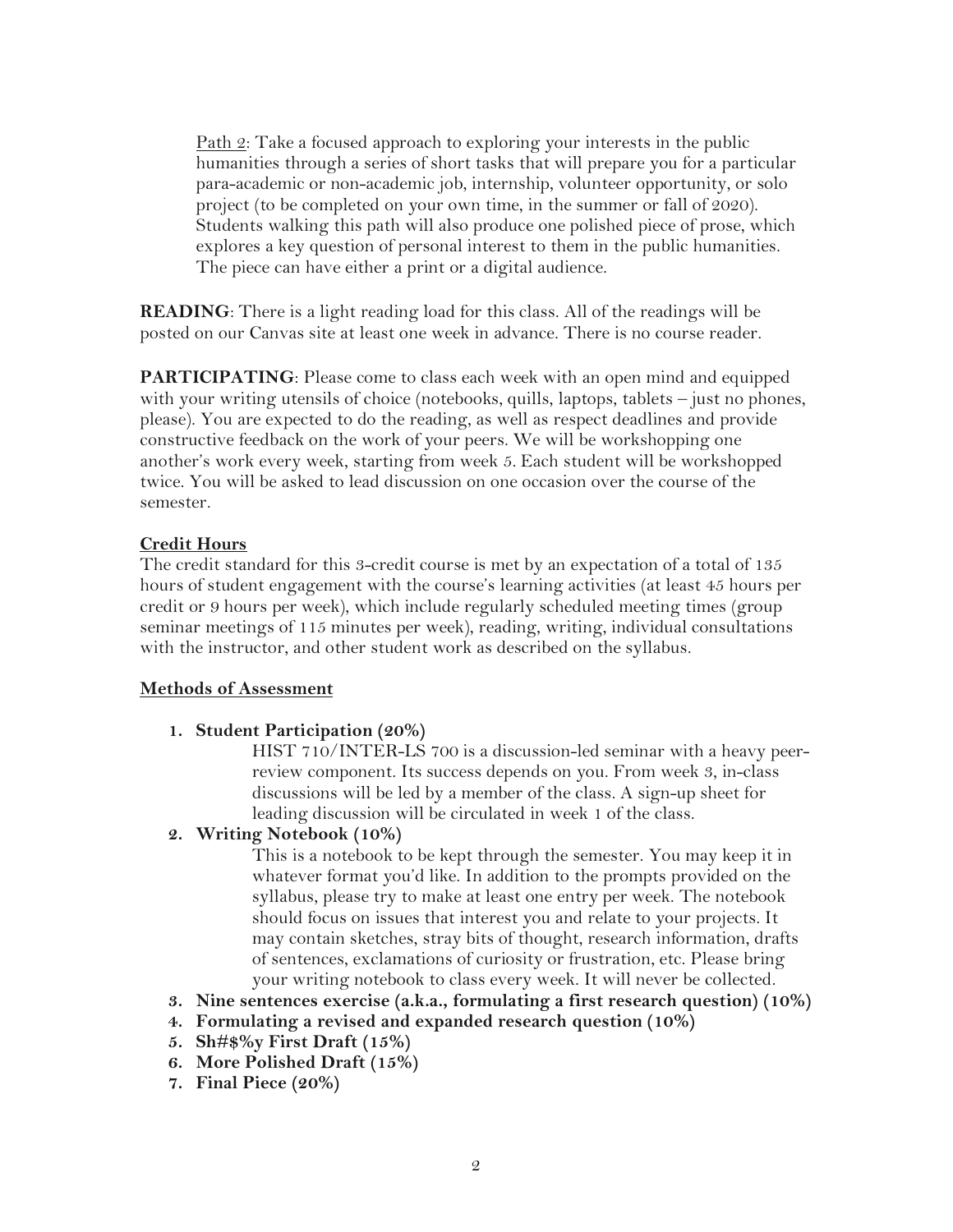<u>Path 2</u>: Take a focused approach to exploring your interests in the public humanities through a series of short tasks that will prepare you for a particular para-academic or non-academic job, internship, volunteer opportunity, or solo project (to be completed on your own time, in the summer or fall of 2020). Students walking this path will also produce one polished piece of prose, which explores a key question of personal interest to them in the public humanities. The piece can have either a print or a digital audience.

**READING**: There is a light reading load for this class. All of the readings will be posted on our Canvas site at least one week in advance. There is no course reader.

**PARTICIPATING**: Please come to class each week with an open mind and equipped with your writing utensils of choice (notebooks, quills, laptops, tablets – just no phones, please). You are expected to do the reading, as well as respect deadlines and provide constructive feedback on the work of your peers. We will be workshopping one another's work every week, starting from week 5. Each student will be workshopped twice. You will be asked to lead discussion on one occasion over the course of the semester.

## Credit Hours

The credit standard for this 3-credit course is met by an expectation of a total of 135 hours of student engagement with the course's learning activities (at least 45 hours per credit or 9 hours per week), which include regularly scheduled meeting times (group seminar meetings of 115 minutes per week), reading, writing, individual consultations with the instructor, and other student work as described on the syllabus.

## Methods of Assessment

1. **Student Participation (20%)**
   
   HIST 710/INTER-LS 700 is a discussion-led seminar with a heavy peer-review component. Its success depends on you. From week 3, in-class discussions will be led by a member of the class. A sign-up sheet for leading discussion will be circulated in week 1 of the class.
2. **Writing Notebook (10%)**
   
   This is a notebook to be kept through the semester. You may keep it in whatever format you'd like. In addition to the prompts provided on the syllabus, please try to make at least one entry per week. The notebook should focus on issues that interest you and relate to your projects. It may contain sketches, stray bits of thought, research information, drafts of sentences, exclamations of curiosity or frustration, etc. Please bring your writing notebook to class every week. It will never be collected.
3. **Nine sentences exercise (a.k.a., formulating a first research question) (10%)**
4. **Formulating a revised and expanded research question (10%)**
5. **Sh#$%y First Draft (15%)**
6. **More Polished Draft (15%)**
7. **Final Piece (20%)**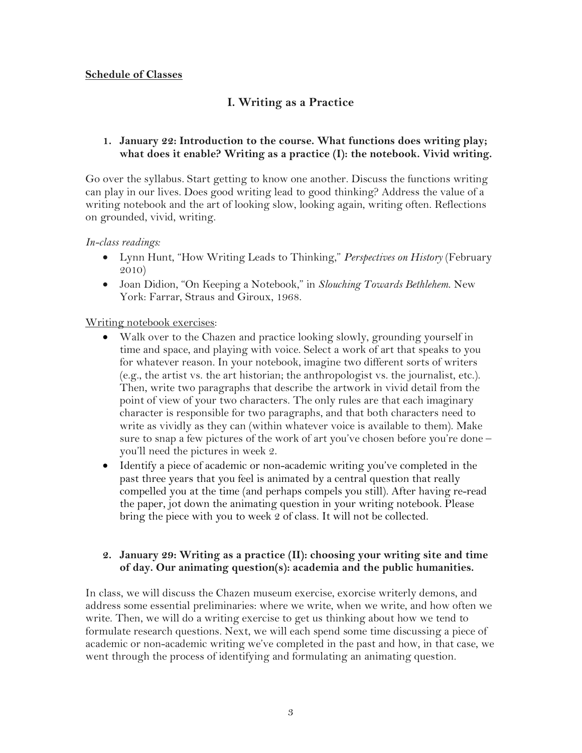**Schedule of Classes**

## I. Writing as a Practice

### 1. January 22: Introduction to the course. What functions does writing play; what does it enable? Writing as a practice (I): the notebook. Vivid writing.

Go over the syllabus. Start getting to know one another. Discuss the functions writing can play in our lives. Does good writing lead to good thinking? Address the value of a writing notebook and the art of looking slow, looking again, writing often. Reflections on grounded, vivid, writing.

*In-class readings:*

- Lynn Hunt, "How Writing Leads to Thinking," *Perspectives on History* (February 2010)
- Joan Didion, "On Keeping a Notebook," in *Slouching Towards Bethlehem.* New York: Farrar, Straus and Giroux, 1968.

<u>Writing notebook exercises</u>:

- Walk over to the Chazen and practice looking slowly, grounding yourself in time and space, and playing with voice. Select a work of art that speaks to you for whatever reason. In your notebook, imagine two different sorts of writers (e.g., the artist vs. the art historian; the anthropologist vs. the journalist, etc.). Then, write two paragraphs that describe the artwork in vivid detail from the point of view of your two characters. The only rules are that each imaginary character is responsible for two paragraphs, and that both characters need to write as vividly as they can (within whatever voice is available to them). Make sure to snap a few pictures of the work of art you've chosen before you're done – you'll need the pictures in week 2.
- Identify a piece of academic or non-academic writing you've completed in the past three years that you feel is animated by a central question that really compelled you at the time (and perhaps compels you still). After having re-read the paper, jot down the animating question in your writing notebook. Please bring the piece with you to week 2 of class. It will not be collected.

### 2. January 29: Writing as a practice (II): choosing your writing site and time of day. Our animating question(s): academia and the public humanities.

In class, we will discuss the Chazen museum exercise, exorcise writerly demons, and address some essential preliminaries: where we write, when we write, and how often we write. Then, we will do a writing exercise to get us thinking about how we tend to formulate research questions. Next, we will each spend some time discussing a piece of academic or non-academic writing we've completed in the past and how, in that case, we went through the process of identifying and formulating an animating question.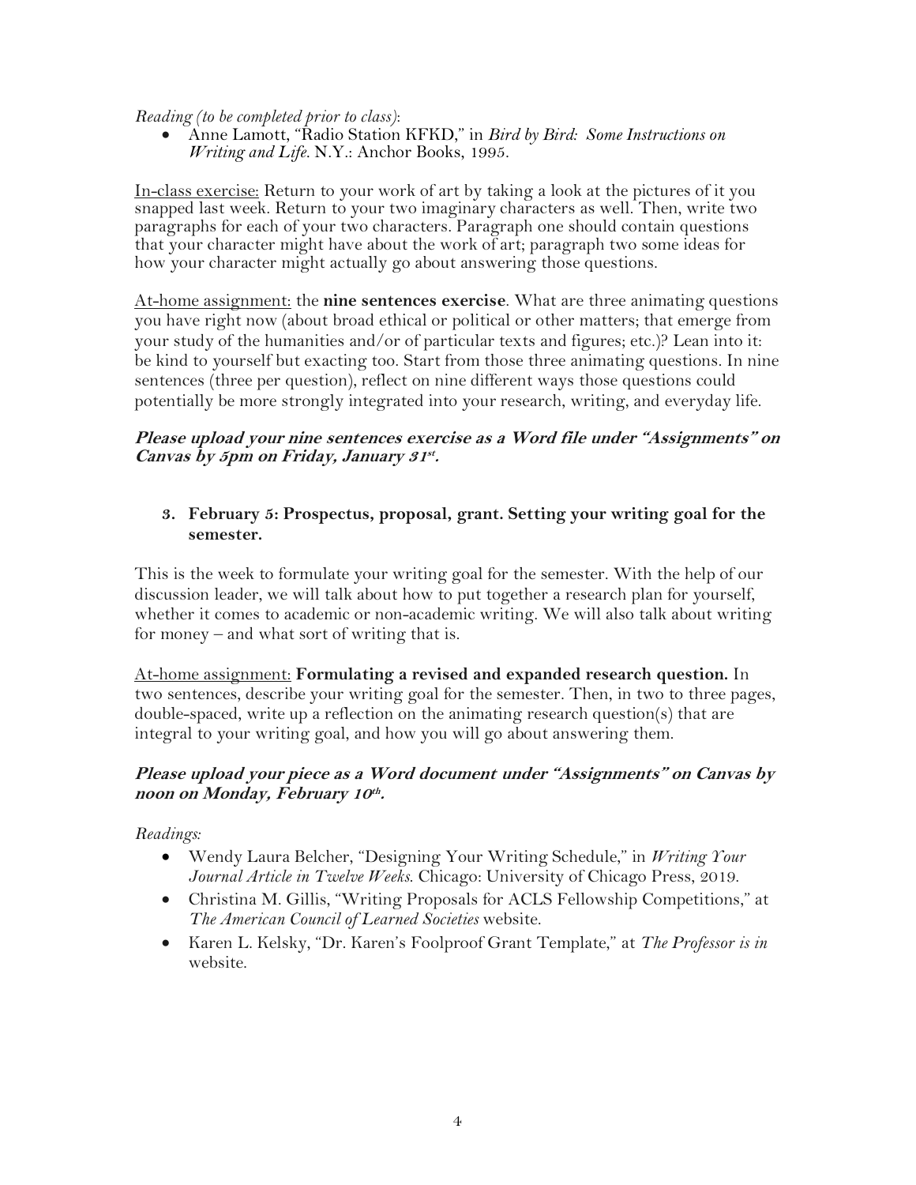*Reading (to be completed prior to class)*:

- Anne Lamott, "Radio Station KFKD," in *Bird by Bird: Some Instructions on Writing and Life.* N.Y.: Anchor Books, 1995.

In-class exercise: Return to your work of art by taking a look at the pictures of it you snapped last week. Return to your two imaginary characters as well. Then, write two paragraphs for each of your two characters. Paragraph one should contain questions that your character might have about the work of art; paragraph two some ideas for how your character might actually go about answering those questions.

At-home assignment: the **nine sentences exercise**. What are three animating questions you have right now (about broad ethical or political or other matters; that emerge from your study of the humanities and/or of particular texts and figures; etc.)? Lean into it: be kind to yourself but exacting too. Start from those three animating questions. In nine sentences (three per question), reflect on nine different ways those questions could potentially be more strongly integrated into your research, writing, and everyday life.

***Please upload your nine sentences exercise as a Word file under "Assignments" on Canvas by 5pm on Friday, January 31st.***

### 3. February 5: Prospectus, proposal, grant. Setting your writing goal for the semester.

This is the week to formulate your writing goal for the semester. With the help of our discussion leader, we will talk about how to put together a research plan for yourself, whether it comes to academic or non-academic writing. We will also talk about writing for money – and what sort of writing that is.

At-home assignment: **Formulating a revised and expanded research question.** In two sentences, describe your writing goal for the semester. Then, in two to three pages, double-spaced, write up a reflection on the animating research question(s) that are integral to your writing goal, and how you will go about answering them.

***Please upload your piece as a Word document under "Assignments" on Canvas by noon on Monday, February 10th.***

*Readings:*

- Wendy Laura Belcher, "Designing Your Writing Schedule," in *Writing Your Journal Article in Twelve Weeks.* Chicago: University of Chicago Press, 2019.
- Christina M. Gillis, "Writing Proposals for ACLS Fellowship Competitions," at *The American Council of Learned Societies* website.
- Karen L. Kelsky, "Dr. Karen's Foolproof Grant Template," at *The Professor is in* website.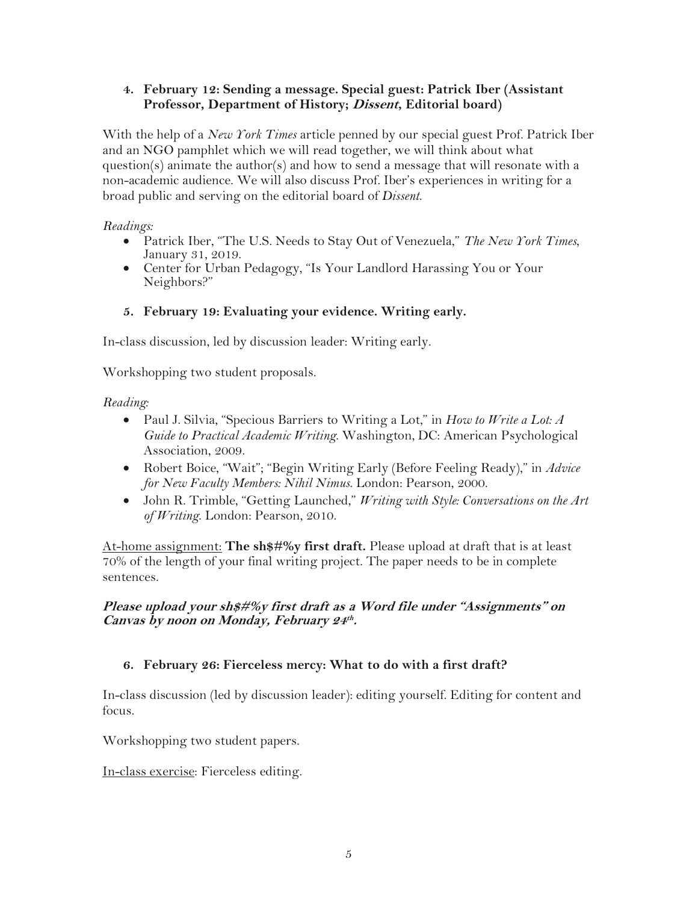### 4. February 12: Sending a message. Special guest: Patrick Iber (Assistant Professor, Department of History; *Dissent*, Editorial board)

With the help of a *New York Times* article penned by our special guest Prof. Patrick Iber and an NGO pamphlet which we will read together, we will think about what question(s) animate the author(s) and how to send a message that will resonate with a non-academic audience. We will also discuss Prof. Iber's experiences in writing for a broad public and serving on the editorial board of *Dissent*.

*Readings:*

- Patrick Iber, "The U.S. Needs to Stay Out of Venezuela," *The New York Times*, January 31, 2019.
- Center for Urban Pedagogy, "Is Your Landlord Harassing You or Your Neighbors?"

### 5. February 19: Evaluating your evidence. Writing early.

In-class discussion, led by discussion leader: Writing early.

Workshopping two student proposals.

*Reading:*

- Paul J. Silvia, "Specious Barriers to Writing a Lot," in *How to Write a Lot: A Guide to Practical Academic Writing*. Washington, DC: American Psychological Association, 2009.
- Robert Boice, "Wait"; "Begin Writing Early (Before Feeling Ready)," in *Advice for New Faculty Members: Nihil Nimus*. London: Pearson, 2000.
- John R. Trimble, "Getting Launched," *Writing with Style: Conversations on the Art of Writing*. London: Pearson, 2010.

At-home assignment: **The sh$#%y first draft.** Please upload at draft that is at least 70% of the length of your final writing project. The paper needs to be in complete sentences.

***Please upload your sh$#%y first draft as a Word file under "Assignments" on Canvas by noon on Monday, February 24th.***

### 6. February 26: Fierceless mercy: What to do with a first draft?

In-class discussion (led by discussion leader): editing yourself. Editing for content and focus.

Workshopping two student papers.

In-class exercise: Fierceless editing.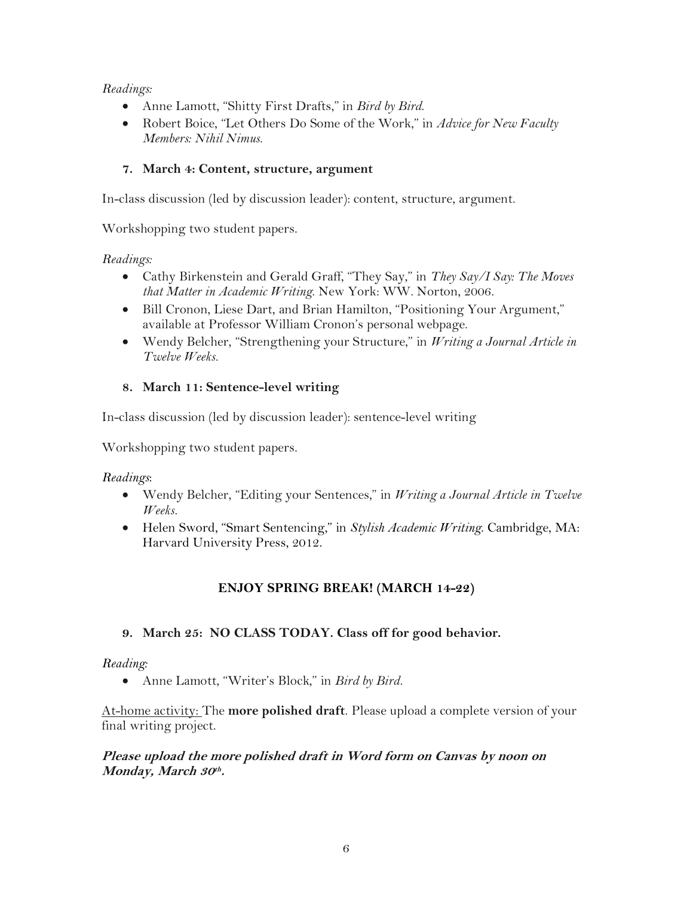*Readings:*

- Anne Lamott, "Shitty First Drafts," in *Bird by Bird.*
- Robert Boice, "Let Others Do Some of the Work," in *Advice for New Faculty Members: Nihil Nimus.*

### 7. March 4: Content, structure, argument

In-class discussion (led by discussion leader): content, structure, argument.

Workshopping two student papers.

*Readings:*

- Cathy Birkenstein and Gerald Graff, "They Say," in *They Say/I Say: The Moves that Matter in Academic Writing.* New York: WW. Norton, 2006.
- Bill Cronon, Liese Dart, and Brian Hamilton, "Positioning Your Argument," available at Professor William Cronon's personal webpage.
- Wendy Belcher, "Strengthening your Structure," in *Writing a Journal Article in Twelve Weeks.*

### 8. March 11: Sentence-level writing

In-class discussion (led by discussion leader): sentence-level writing

Workshopping two student papers.

*Readings*:

- Wendy Belcher, "Editing your Sentences," in *Writing a Journal Article in Twelve Weeks.*
- Helen Sword, "Smart Sentencing," in *Stylish Academic Writing.* Cambridge, MA: Harvard University Press, 2012.

## ENJOY SPRING BREAK! (MARCH 14-22)

### 9. March 25: NO CLASS TODAY. Class off for good behavior.

*Reading:*

- Anne Lamott, "Writer's Block," in *Bird by Bird.*

<u>At-home activity:</u> The **more polished draft**. Please upload a complete version of your final writing project.

***Please upload the more polished draft in Word form on Canvas by noon on Monday, March 30th.***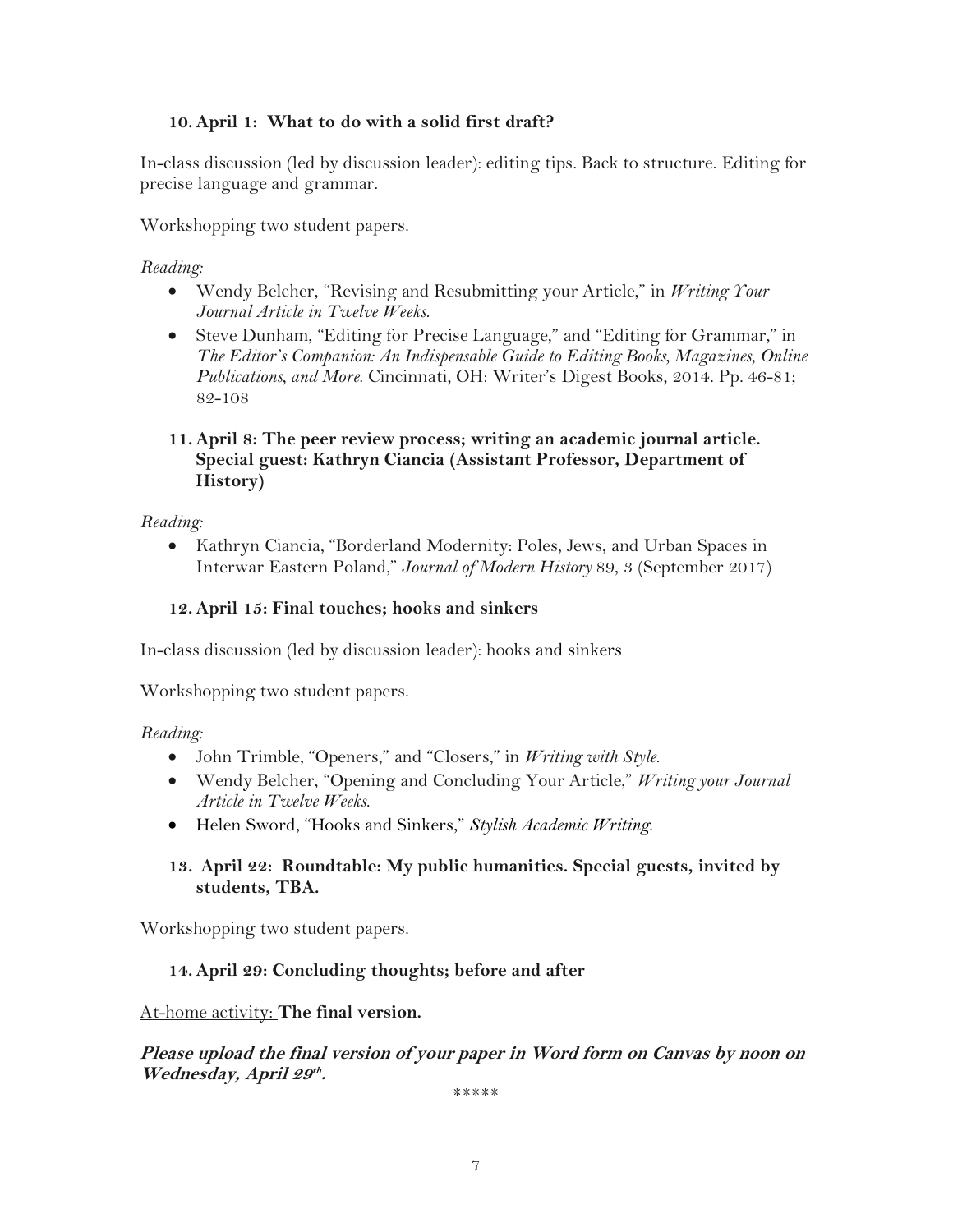### 10. April 1: What to do with a solid first draft?

In-class discussion (led by discussion leader): editing tips. Back to structure. Editing for precise language and grammar.

Workshopping two student papers.

*Reading:*

- Wendy Belcher, "Revising and Resubmitting your Article," in *Writing Your Journal Article in Twelve Weeks.*
- Steve Dunham, "Editing for Precise Language," and "Editing for Grammar," in *The Editor's Companion: An Indispensable Guide to Editing Books, Magazines, Online Publications, and More.* Cincinnati, OH: Writer's Digest Books, 2014. Pp. 46-81; 82-108

### 11. April 8: The peer review process; writing an academic journal article. Special guest: Kathryn Ciancia (Assistant Professor, Department of History)

*Reading:*

- Kathryn Ciancia, "Borderland Modernity: Poles, Jews, and Urban Spaces in Interwar Eastern Poland," *Journal of Modern History* 89, 3 (September 2017)

### 12. April 15: Final touches; hooks and sinkers

In-class discussion (led by discussion leader): hooks and sinkers

Workshopping two student papers.

*Reading:*

- John Trimble, "Openers," and "Closers," in *Writing with Style.*
- Wendy Belcher, "Opening and Concluding Your Article," *Writing your Journal Article in Twelve Weeks.*
- Helen Sword, "Hooks and Sinkers," *Stylish Academic Writing.*

### 13. April 22: Roundtable: My public humanities. Special guests, invited by students, TBA.

Workshopping two student papers.

### 14. April 29: Concluding thoughts; before and after

<u>At-home activity:</u> **The final version.**

***Please upload the final version of your paper in Word form on Canvas by noon on Wednesday, April 29th.***

*****